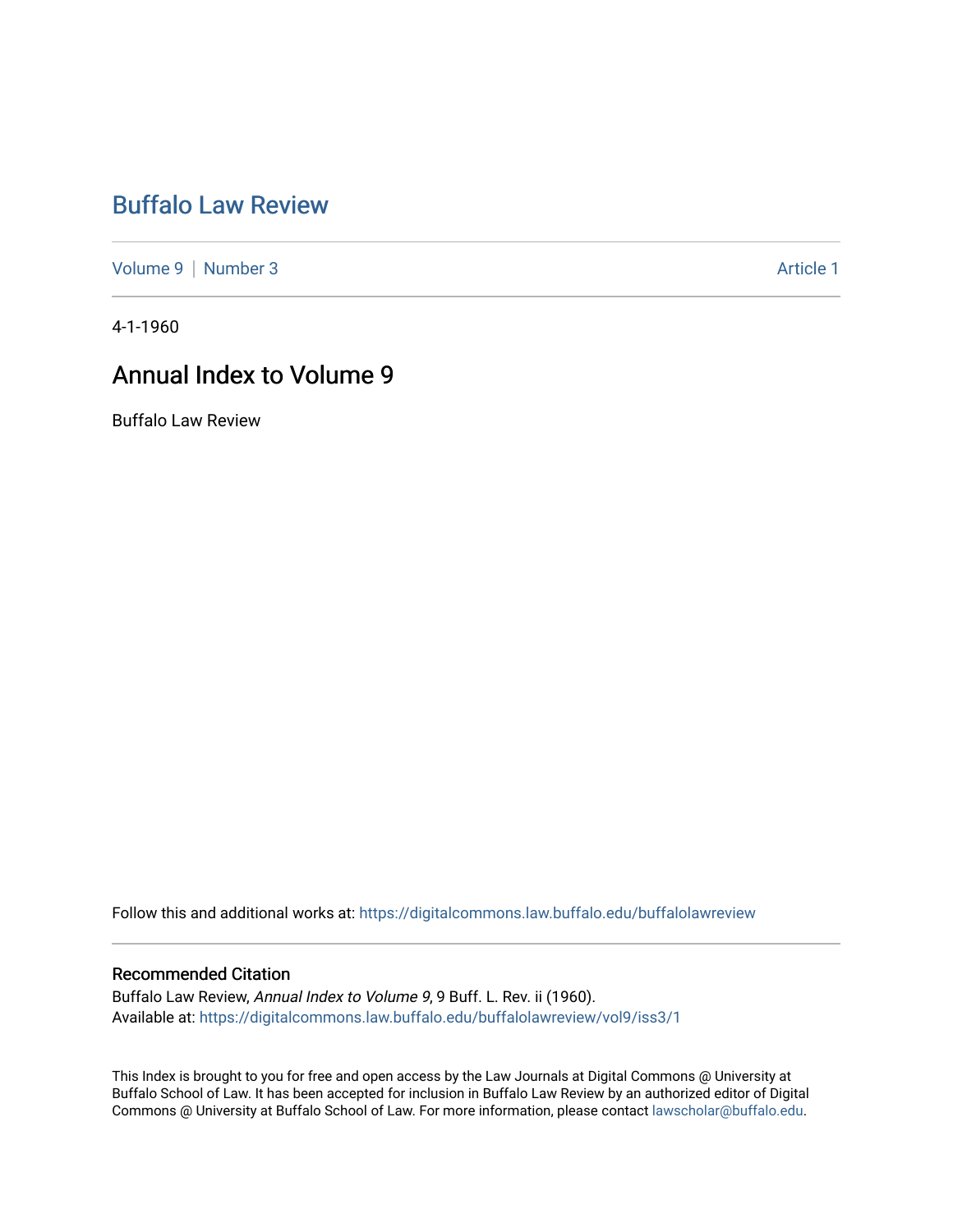# Buffalo Law Review

Volume 9 | Number 3 | Article 1

4-1-1960

## Annual Index to Volume 9

Buffalo Law Review

Follow this and additional works at: https://digitalcommons.law.buffalo.edu/buffalolawreview

### Recommended Citation

Buffalo Law Review, *Annual Index to Volume 9*, 9 Buff. L. Rev. ii (1960).
Available at: https://digitalcommons.law.buffalo.edu/buffalolawreview/vol9/iss3/1

This Index is brought to you for free and open access by the Law Journals at Digital Commons @ University at Buffalo School of Law. It has been accepted for inclusion in Buffalo Law Review by an authorized editor of Digital Commons @ University at Buffalo School of Law. For more information, please contact lawscholar@buffalo.edu.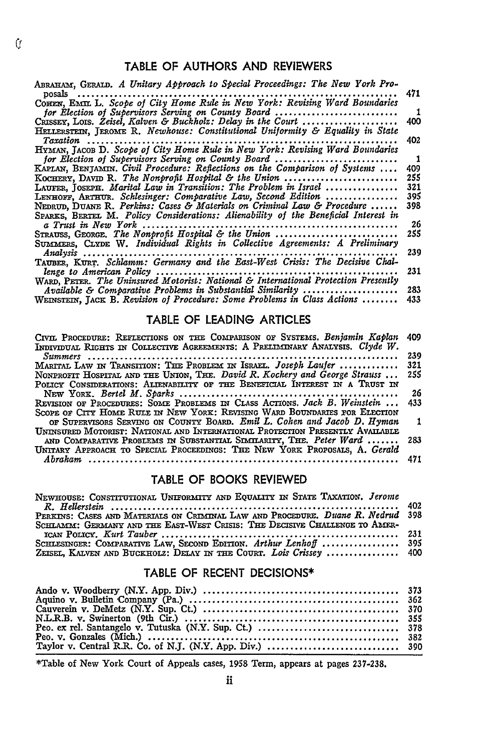## TABLE OF AUTHORS AND REVIEWERS

ABRAHAM, GERALD. *A Unitary Approach to Special Proceedings: The New York Proposals* ..... 471
COHEN, EMIL L. *Scope of City Home Rule in New York: Revising Ward Boundaries for Election of Supervisors Serving on County Board* ..... 1
CRISSEY, LOIS. *Zeisel, Kalven & Buckholz: Delay in the Court* ..... 400
HELLERSTEIN, JEROME R. *Newhouse: Constitutional Uniformity & Equality in State Taxation* ..... 402
HYMAN, JACOB D. *Scope of City Home Rule in New York: Revising Ward Boundaries for Election of Supervisors Serving on County Board* ..... 1
KAPLAN, BENJAMIN. *Civil Procedure: Reflections on the Comparison of Systems* ..... 409
KOCHERY, DAVID R. *The Nonprofit Hospital & the Union* ..... 255
LAUFER, JOSEPH. *Marital Law in Transition: The Problem in Israel* ..... 321
LENHOFF, ARTHUR. *Schlesinger: Comparative Law, Second Edition* ..... 395
NEDRUD, DUANE R. *Perkins: Cases & Materials on Criminal Law & Procedure* ..... 398
SPARKS, BERTEL M. *Policy Considerations: Alienability of the Beneficial Interest in a Trust in New York* ..... 26
STRAUSS, GEORGE. *The Nonprofit Hospital & the Union* ..... 255
SUMMERS, CLYDE W. *Individual Rights in Collective Agreements: A Preliminary Analysis* ..... 239
TAUBER, KURT. *Schlamm: Germany and the East-West Crisis: The Decisive Challenge to American Policy* ..... 231
WARD, PETER. *The Uninsured Motorist: National & International Protection Presently Available & Comparative Problems in Substantial Similarity* ..... 283
WEINSTEIN, JACK B. *Revision of Procedure: Some Problems in Class Actions* ..... 433

## TABLE OF LEADING ARTICLES

CIVIL PROCEDURE: REFLECTIONS ON THE COMPARISON OF SYSTEMS. *Benjamin Kaplan* 409
INDIVIDUAL RIGHTS IN COLLECTIVE AGREEMENTS: A PRELIMINARY ANALYSIS. *Clyde W. Summers* ..... 239
MARITAL LAW IN TRANSITION: THE PROBLEM IN ISRAEL. *Joseph Laufer* ..... 321
NONPROFIT HOSPITAL AND THE UNION, THE. *David R. Kochery and George Strauss* ... 255
POLICY CONSIDERATIONS: ALIENABILITY OF THE BENEFICIAL INTEREST IN A TRUST IN NEW YORK. *Bertel M. Sparks* ..... 26
REVISION OF PROCEDURES: SOME PROBLEMS IN CLASS ACTIONS. *Jack B. Weinstein* ... 433
SCOPE OF CITY HOME RULE IN NEW YORK: REVISING WARD BOUNDARIES FOR ELECTION OF SUPERVISORS SERVING ON COUNTY BOARD. *Emil L. Cohen and Jacob D. Hyman* 1
UNINSURED MOTORIST: NATIONAL AND INTERNATIONAL PROTECTION PRESENTLY AVAILABLE AND COMPARATIVE PROBLEMS IN SUBSTANTIAL SIMILARITY, THE. *Peter Ward* ..... 283
UNITARY APPROACH TO SPECIAL PROCEEDINGS: THE NEW YORK PROPOSALS, A. *Gerald Abraham* ..... 471

## TABLE OF BOOKS REVIEWED

NEWHOUSE: CONSTITUTIONAL UNIFORMITY AND EQUALITY IN STATE TAXATION. *Jerome R. Hellerstein* ..... 402
PERKINS: CASES AND MATERIALS ON CRIMINAL LAW AND PROCEDURE. *Duane R. Nedrud* 398
SCHLAMM: GERMANY AND THE EAST-WEST CRISIS: THE DECISIVE CHALLENGE TO AMERICAN POLICY. *Kurt Tauber* ..... 231
SCHLESINGER: COMPARATIVE LAW, SECOND EDITION. *Arthur Lenhoff* ..... 395
ZEISEL, KALVEN AND BUCKHOLZ: DELAY IN THE COURT. *Lois Crissey* ..... 400

## TABLE OF RECENT DECISIONS*

Ando v. Woodberry (N.Y. App. Div.) ..... 373
Aquino v. Bulletin Company (Pa.) ..... 362
Cauverein v. DeMetz (N.Y. Sup. Ct.) ..... 370
N.L.R.B. v. Swinerton (9th Cir.) ..... 355
Peo. ex rel. Santangelo v. Tutuska (N.Y. Sup. Ct.) ..... 378
Peo. v. Gonzales (Mich.) ..... 382
Taylor v. Central R.R. Co. of N.J. (N.Y. App. Div.) ..... 390

*Table of New York Court of Appeals cases, 1958 Term, appears at pages 237-238.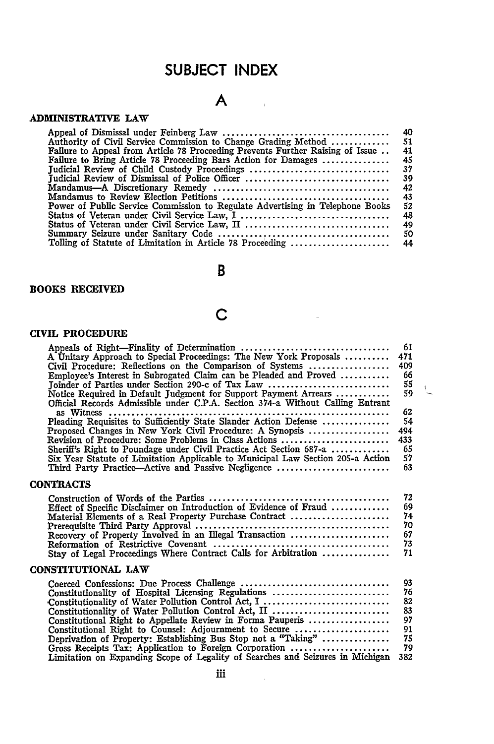# SUBJECT INDEX

## A

### ADMINISTRATIVE LAW

| | |
|---|---|
| Appeal of Dismissal under Feinberg Law | 40 |
| Authority of Civil Service Commission to Change Grading Method | 51 |
| Failure to Appeal from Article 78 Proceeding Prevents Further Raising of Issue | 41 |
| Failure to Bring Article 78 Proceeding Bars Action for Damages | 45 |
| Judicial Review of Child Custody Proceedings | 37 |
| Judicial Review of Dismissal of Police Officer | 39 |
| Mandamus—A Discretionary Remedy | 42 |
| Mandamus to Review Election Petitions | 43 |
| Power of Public Service Commission to Regulate Advertising in Telephone Books | 52 |
| Status of Veteran under Civil Service Law, I | 48 |
| Status of Veteran under Civil Service Law, II | 49 |
| Summary Seizure under Sanitary Code | 50 |
| Tolling of Statute of Limitation in Article 78 Proceeding | 44 |

## B

### BOOKS RECEIVED

## C

### CIVIL PROCEDURE

| | |
|---|---|
| Appeals of Right—Finality of Determination | 61 |
| A Unitary Approach to Special Proceedings: The New York Proposals | 471 |
| Civil Procedure: Reflections on the Comparison of Systems | 409 |
| Employee's Interest in Subrogated Claim can be Pleaded and Proved | 66 |
| Joinder of Parties under Section 290-c of Tax Law | 55 |
| Notice Required in Default Judgment for Support Payment Arrears | 59 |
| Official Records Admissible under C.P.A. Section 374-a Without Calling Entrant as Witness | 62 |
| Pleading Requisites to Sufficiently State Slander Action Defense | 54 |
| Proposed Changes in New York Civil Procedure: A Synopsis | 494 |
| Revision of Procedure: Some Problems in Class Actions | 433 |
| Sheriff's Right to Poundage under Civil Practice Act Section 687-a | 65 |
| Six Year Statute of Limitation Applicable to Municipal Law Section 205-a Action | 57 |
| Third Party Practice—Active and Passive Negligence | 63 |

### CONTRACTS

| | |
|---|---|
| Construction of Words of the Parties | 72 |
| Effect of Specific Disclaimer on Introduction of Evidence of Fraud | 69 |
| Material Elements of a Real Property Purchase Contract | 74 |
| Prerequisite Third Party Approval | 70 |
| Recovery of Property Involved in an Illegal Transaction | 67 |
| Reformation of Restrictive Covenant | 73 |
| Stay of Legal Proceedings Where Contract Calls for Arbitration | 71 |

### CONSTITUTIONAL LAW

| | |
|---|---|
| Coerced Confessions: Due Process Challenge | 93 |
| Constitutionality of Hospital Licensing Regulations | 76 |
| Constitutionality of Water Pollution Control Act, I | 82 |
| Constitutionality of Water Pollution Control Act, II | 83 |
| Constitutional Right to Appellate Review in Forma Pauperis | 97 |
| Constitutional Right to Counsel: Adjournment to Secure | 91 |
| Deprivation of Property: Establishing Bus Stop not a "Taking" | 75 |
| Gross Receipts Tax: Application to Foreign Corporation | 79 |
| Limitation on Expanding Scope of Legality of Searches and Seizures in Michigan | 382 |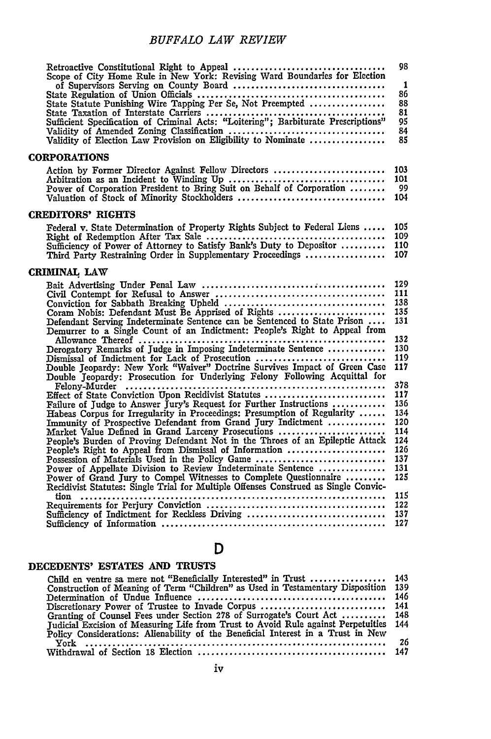Retroactive Constitutional Right to Appeal .................................. 98
Scope of City Home Rule in New York: Revising Ward Boundaries for Election of Supervisors Serving on County Board .................................. 1
State Regulation of Union Officials .................................. 86
State Statute Punishing Wire Tapping Per Se, Not Preempted .................................. 88
State Taxation of Interstate Carriers .................................. 81
Sufficient Specification of Criminal Acts: "Loitering"; Barbiturate Prescriptions" 95
Validity of Amended Zoning Classification .................................. 84
Validity of Election Law Provision on Eligibility to Nominate .................................. 85

### CORPORATIONS

Action by Former Director Against Fellow Directors .................................. 103
Arbitration as an Incident to Winding Up .................................. 101
Power of Corporation President to Bring Suit on Behalf of Corporation .................................. 99
Valuation of Stock of Minority Stockholders .................................. 104

### CREDITORS' RIGHTS

Federal v. State Determination of Property Rights Subject to Federal Liens .................................. 105
Right of Redemption After Tax Sale .................................. 109
Sufficiency of Power of Attorney to Satisfy Bank's Duty to Depositor .................................. 110
Third Party Restraining Order in Supplementary Proceedings .................................. 107

### CRIMINAL LAW

Bait Advertising Under Penal Law .................................. 129
Civil Contempt for Refusal to Answer .................................. 111
Conviction for Sabbath Breaking Upheld .................................. 138
Coram Nobis: Defendant Must Be Apprised of Rights .................................. 135
Defendant Serving Indeterminate Sentence can be Sentenced to State Prison .................................. 131
Demurrer to a Single Count of an Indictment: People's Right to Appeal from Allowance Thereof .................................. 132
Derogatory Remarks of Judge in Imposing Indeterminate Sentence .................................. 130
Dismissal of Indictment for Lack of Prosecution .................................. 119
Double Jeopardy: New York "Waiver" Doctrine Survives Impact of Green Case 117
Double Jeopardy: Prosecution for Underlying Felony Following Acquittal for Felony-Murder .................................. 378
Effect of State Conviction Upon Recidivist Statutes .................................. 117
Failure of Judge to Answer Jury's Request for Further Instructions .................................. 136
Habeas Corpus for Irregularity in Proceedings: Presumption of Regularity .................................. 134
Immunity of Prospective Defendant from Grand Jury Indictment .................................. 120
Market Value Defined in Grand Larceny Prosecutions .................................. 114
People's Burden of Proving Defendant Not in the Throes of an Epileptic Attack 124
People's Right to Appeal from Dismissal of Information .................................. 126
Possession of Materials Used in the Policy Game .................................. 137
Power of Appellate Division to Review Indeterminate Sentence .................................. 131
Power of Grand Jury to Compel Witnesses to Complete Questionnaire .................................. 125
Recidivist Statutes: Single Trial for Multiple Offenses Construed as Single Conviction .................................. 115
Requirements for Perjury Conviction .................................. 122
Sufficiency of Indictment for Reckless Driving .................................. 137
Sufficiency of Information .................................. 127

## D

### DECEDENTS' ESTATES AND TRUSTS

Child en ventre sa mere not "Beneficially Interested" in Trust .................................. 143
Construction of Meaning of Term "Children" as Used in Testamentary Disposition 139
Determination of Undue Influence .................................. 146
Discretionary Power of Trustee to Invade Corpus .................................. 141
Granting of Counsel Fees under Section 278 of Surrogate's Court Act .................................. 148
Judicial Excision of Measuring Life from Trust to Avoid Rule against Perpetuities 144
Policy Considerations: Alienability of the Beneficial Interest in a Trust in New York .................................. 26
Withdrawal of Section 18 Election .................................. 147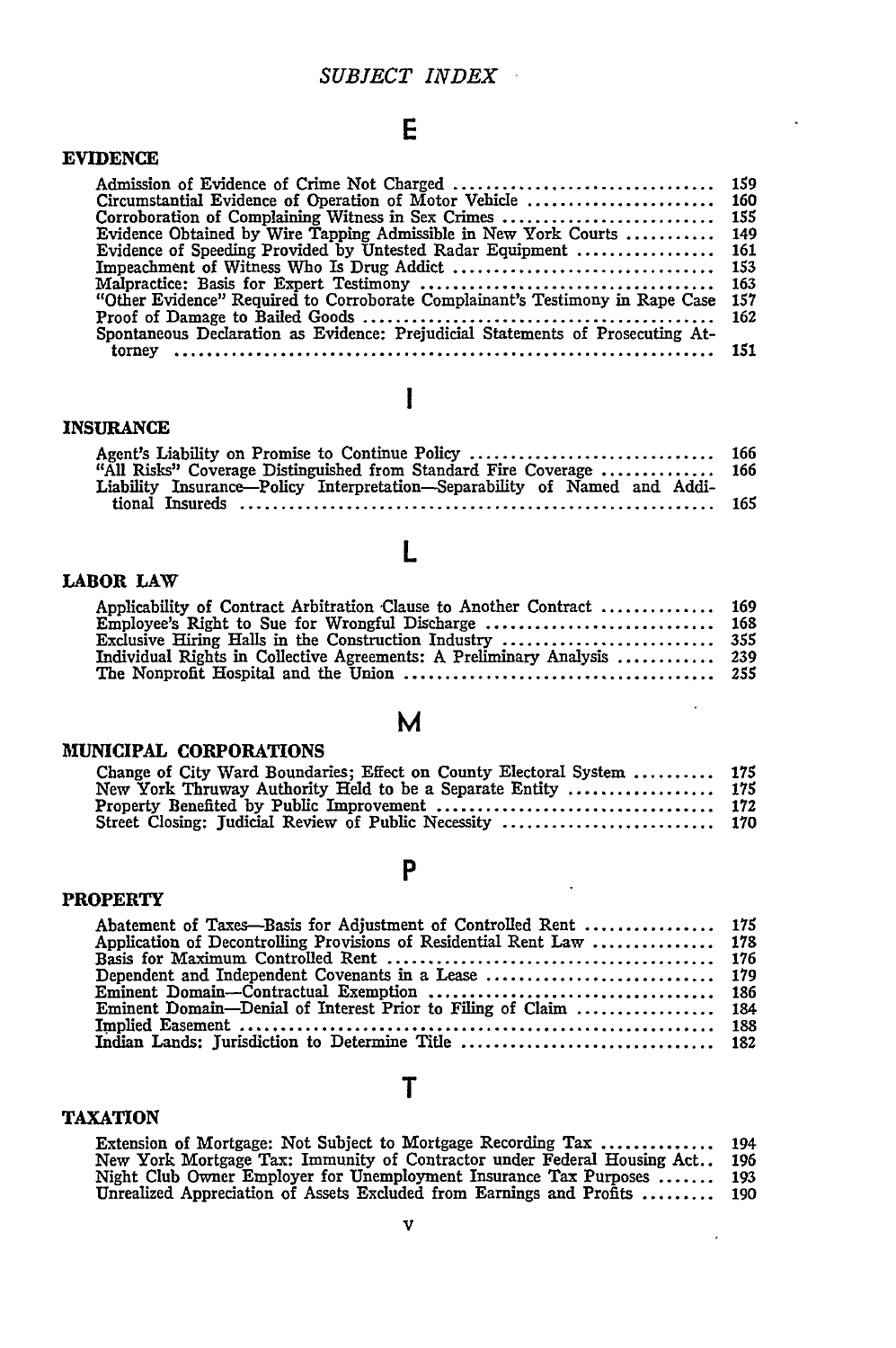# SUBJECT INDEX

## E

### EVIDENCE

- Admission of Evidence of Crime Not Charged ................................ 159
- Circumstantial Evidence of Operation of Motor Vehicle ....................... 160
- Corroboration of Complaining Witness in Sex Crimes .......................... 155
- Evidence Obtained by Wire Tapping Admissible in New York Courts ........... 149
- Evidence of Speeding Provided by Untested Radar Equipment ................. 161
- Impeachment of Witness Who Is Drug Addict ................................ 153
- Malpractice: Basis for Expert Testimony .................................... 163
- "Other Evidence" Required to Corroborate Complainant's Testimony in Rape Case 157
- Proof of Damage to Bailed Goods ........................................... 162
- Spontaneous Declaration as Evidence: Prejudicial Statements of Prosecuting Attorney .................................................................. 151

## I

### INSURANCE

- Agent's Liability on Promise to Continue Policy .............................. 166
- "All Risks" Coverage Distinguished from Standard Fire Coverage ............. 166
- Liability Insurance—Policy Interpretation—Separability of Named and Additional Insureds ........................................................... 165

## L

### LABOR LAW

- Applicability of Contract Arbitration Clause to Another Contract ............. 169
- Employee's Right to Sue for Wrongful Discharge ............................ 168
- Exclusive Hiring Halls in the Construction Industry .......................... 355
- Individual Rights in Collective Agreements: A Preliminary Analysis ............ 239
- The Nonprofit Hospital and the Union ...................................... 255

## M

### MUNICIPAL CORPORATIONS

- Change of City Ward Boundaries; Effect on County Electoral System .......... 175
- New York Thruway Authority Held to be a Separate Entity .................. 175
- Property Benefited by Public Improvement .................................. 172
- Street Closing: Judicial Review of Public Necessity .......................... 170

## P

### PROPERTY

- Abatement of Taxes—Basis for Adjustment of Controlled Rent ................ 175
- Application of Decontrolling Provisions of Residential Rent Law ............... 178
- Basis for Maximum Controlled Rent ......................................... 176
- Dependent and Independent Covenants in a Lease ........................... 179
- Eminent Domain—Contractual Exemption ................................... 186
- Eminent Domain—Denial of Interest Prior to Filing of Claim ................. 184
- Implied Easement .......................................................... 188
- Indian Lands: Jurisdiction to Determine Title ............................... 182

## T

### TAXATION

- Extension of Mortgage: Not Subject to Mortgage Recording Tax ............. 194
- New York Mortgage Tax: Immunity of Contractor under Federal Housing Act.. 196
- Night Club Owner Employer for Unemployment Insurance Tax Purposes ....... 193
- Unrealized Appreciation of Assets Excluded from Earnings and Profits ......... 190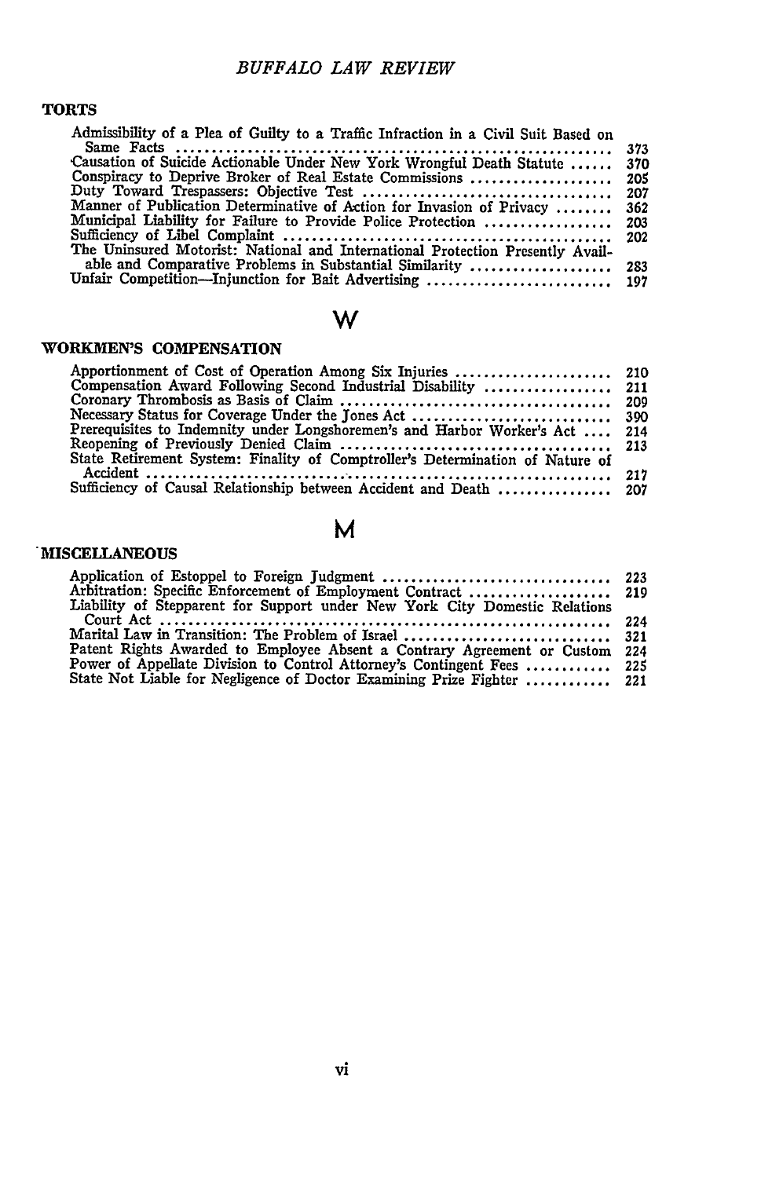## TORTS

| | |
|---|---|
| Admissibility of a Plea of Guilty to a Traffic Infraction in a Civil Suit Based on Same Facts | 373 |
| Causation of Suicide Actionable Under New York Wrongful Death Statute | 370 |
| Conspiracy to Deprive Broker of Real Estate Commissions | 205 |
| Duty Toward Trespassers: Objective Test | 207 |
| Manner of Publication Determinative of Action for Invasion of Privacy | 362 |
| Municipal Liability for Failure to Provide Police Protection | 203 |
| Sufficiency of Libel Complaint | 202 |
| The Uninsured Motorist: National and International Protection Presently Available and Comparative Problems in Substantial Similarity | 283 |
| Unfair Competition—Injunction for Bait Advertising | 197 |

# W

## WORKMEN'S COMPENSATION

| | |
|---|---|
| Apportionment of Cost of Operation Among Six Injuries | 210 |
| Compensation Award Following Second Industrial Disability | 211 |
| Coronary Thrombosis as Basis of Claim | 209 |
| Necessary Status for Coverage Under the Jones Act | 390 |
| Prerequisites to Indemnity under Longshoremen's and Harbor Worker's Act | 214 |
| Reopening of Previously Denied Claim | 213 |
| State Retirement System: Finality of Comptroller's Determination of Nature of Accident | 217 |
| Sufficiency of Causal Relationship between Accident and Death | 207 |

# M

## MISCELLANEOUS

| | |
|---|---|
| Application of Estoppel to Foreign Judgment | 223 |
| Arbitration: Specific Enforcement of Employment Contract | 219 |
| Liability of Stepparent for Support under New York City Domestic Relations Court Act | 224 |
| Marital Law in Transition: The Problem of Israel | 321 |
| Patent Rights Awarded to Employee Absent a Contrary Agreement or Custom | 224 |
| Power of Appellate Division to Control Attorney's Contingent Fees | 225 |
| State Not Liable for Negligence of Doctor Examining Prize Fighter | 221 |